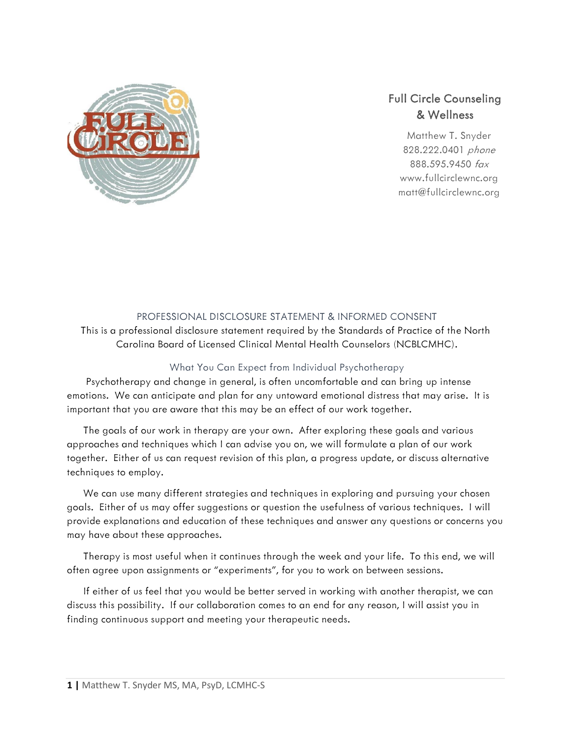## Full Circle Counseling & Wellness

Matthew T. Snyder
828.222.0401 *phone*
888.595.9450 *fax*
www.fullcirclewnc.org
matt@fullcirclewnc.org

# PROFESSIONAL DISCLOSURE STATEMENT & INFORMED CONSENT

This is a professional disclosure statement required by the Standards of Practice of the North Carolina Board of Licensed Clinical Mental Health Counselors (NCBLCMHC).

## What You Can Expect from Individual Psychotherapy

Psychotherapy and change in general, is often uncomfortable and can bring up intense emotions. We can anticipate and plan for any untoward emotional distress that may arise. It is important that you are aware that this may be an effect of our work together.

The goals of our work in therapy are your own. After exploring these goals and various approaches and techniques which I can advise you on, we will formulate a plan of our work together. Either of us can request revision of this plan, a progress update, or discuss alternative techniques to employ.

We can use many different strategies and techniques in exploring and pursuing your chosen goals. Either of us may offer suggestions or question the usefulness of various techniques. I will provide explanations and education of these techniques and answer any questions or concerns you may have about these approaches.

Therapy is most useful when it continues through the week and your life. To this end, we will often agree upon assignments or "experiments", for you to work on between sessions.

If either of us feel that you would be better served in working with another therapist, we can discuss this possibility. If our collaboration comes to an end for any reason, I will assist you in finding continuous support and meeting your therapeutic needs.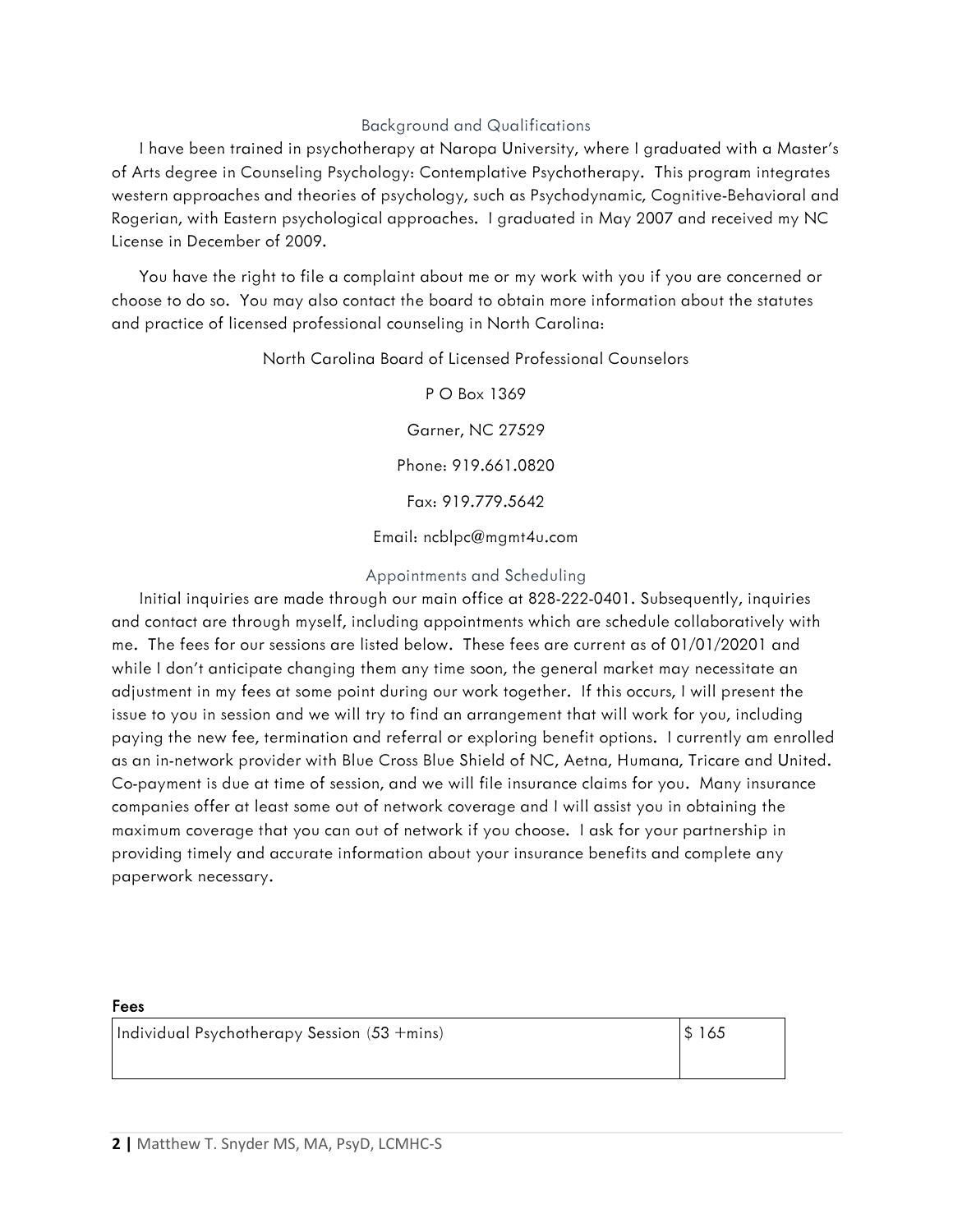## Background and Qualifications

I have been trained in psychotherapy at Naropa University, where I graduated with a Master's of Arts degree in Counseling Psychology: Contemplative Psychotherapy. This program integrates western approaches and theories of psychology, such as Psychodynamic, Cognitive-Behavioral and Rogerian, with Eastern psychological approaches. I graduated in May 2007 and received my NC License in December of 2009.

You have the right to file a complaint about me or my work with you if you are concerned or choose to do so. You may also contact the board to obtain more information about the statutes and practice of licensed professional counseling in North Carolina:

North Carolina Board of Licensed Professional Counselors

P O Box 1369

Garner, NC 27529

Phone: 919.661.0820

Fax: 919.779.5642

Email: ncblpc@mgmt4u.com

## Appointments and Scheduling

Initial inquiries are made through our main office at 828-222-0401. Subsequently, inquiries and contact are through myself, including appointments which are schedule collaboratively with me. The fees for our sessions are listed below. These fees are current as of 01/01/20201 and while I don't anticipate changing them any time soon, the general market may necessitate an adjustment in my fees at some point during our work together. If this occurs, I will present the issue to you in session and we will try to find an arrangement that will work for you, including paying the new fee, termination and referral or exploring benefit options. I currently am enrolled as an in-network provider with Blue Cross Blue Shield of NC, Aetna, Humana, Tricare and United. Co-payment is due at time of session, and we will file insurance claims for you. Many insurance companies offer at least some out of network coverage and I will assist you in obtaining the maximum coverage that you can out of network if you choose. I ask for your partnership in providing timely and accurate information about your insurance benefits and complete any paperwork necessary.

**Fees**

| Individual Psychotherapy Session (53 +mins) | $ 165 |
|---|---|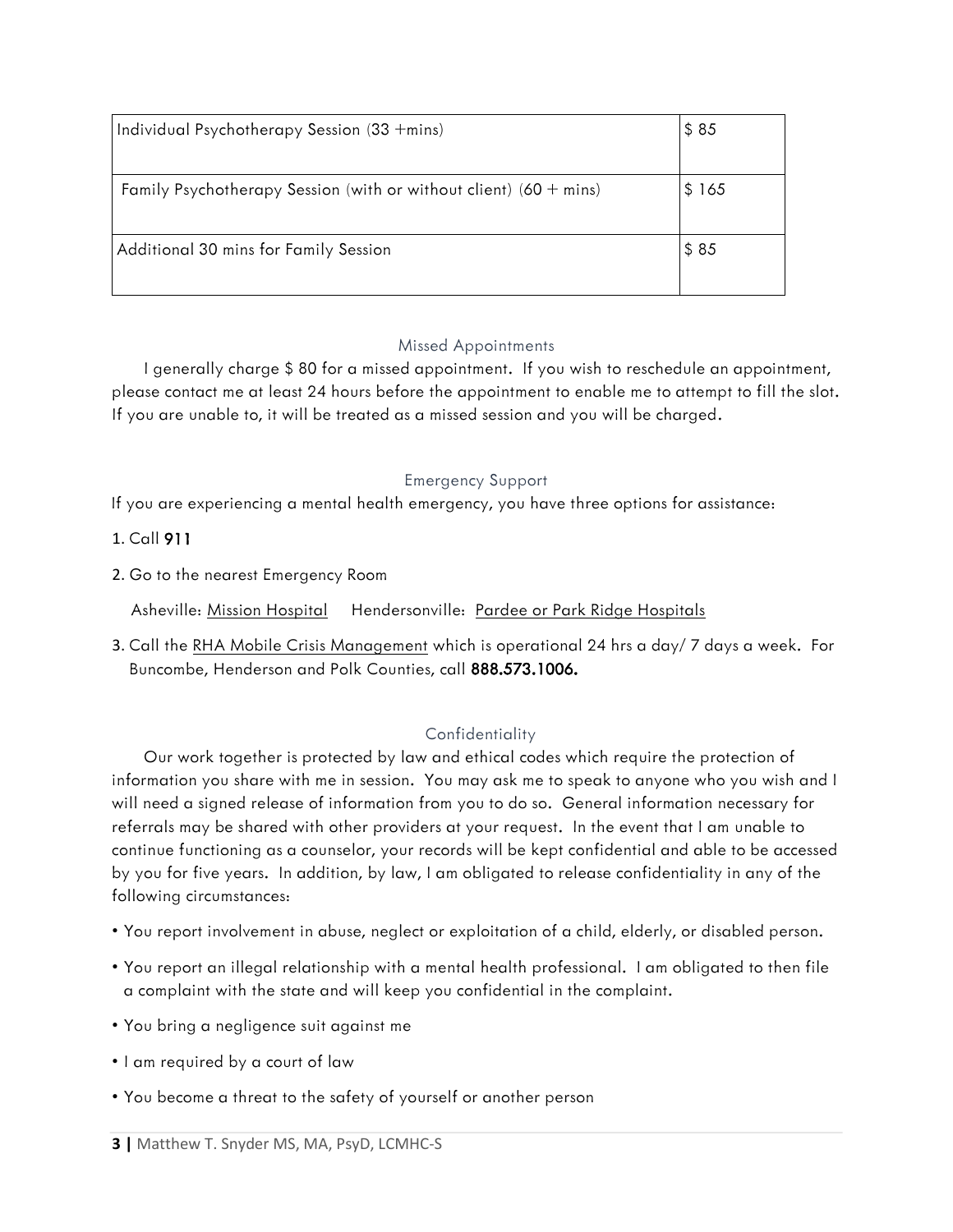| Individual Psychotherapy Session (33 +mins) | $ 85 |
|---|---|
| Family Psychotherapy Session (with or without client) (60 + mins) | $ 165 |
| Additional 30 mins for Family Session | $ 85 |

## Missed Appointments

I generally charge $ 80 for a missed appointment. If you wish to reschedule an appointment, please contact me at least 24 hours before the appointment to enable me to attempt to fill the slot. If you are unable to, it will be treated as a missed session and you will be charged.

## Emergency Support

If you are experiencing a mental health emergency, you have three options for assistance:

1. Call **911**
2. Go to the nearest Emergency Room

   Asheville: Mission Hospital     Hendersonville: Pardee or Park Ridge Hospitals
3. Call the RHA Mobile Crisis Management which is operational 24 hrs a day/ 7 days a week. For Buncombe, Henderson and Polk Counties, call **888.573.1006.**

## Confidentiality

Our work together is protected by law and ethical codes which require the protection of information you share with me in session. You may ask me to speak to anyone who you wish and I will need a signed release of information from you to do so. General information necessary for referrals may be shared with other providers at your request. In the event that I am unable to continue functioning as a counselor, your records will be kept confidential and able to be accessed by you for five years. In addition, by law, I am obligated to release confidentiality in any of the following circumstances:

- You report involvement in abuse, neglect or exploitation of a child, elderly, or disabled person.
- You report an illegal relationship with a mental health professional. I am obligated to then file a complaint with the state and will keep you confidential in the complaint.
- You bring a negligence suit against me
- I am required by a court of law
- You become a threat to the safety of yourself or another person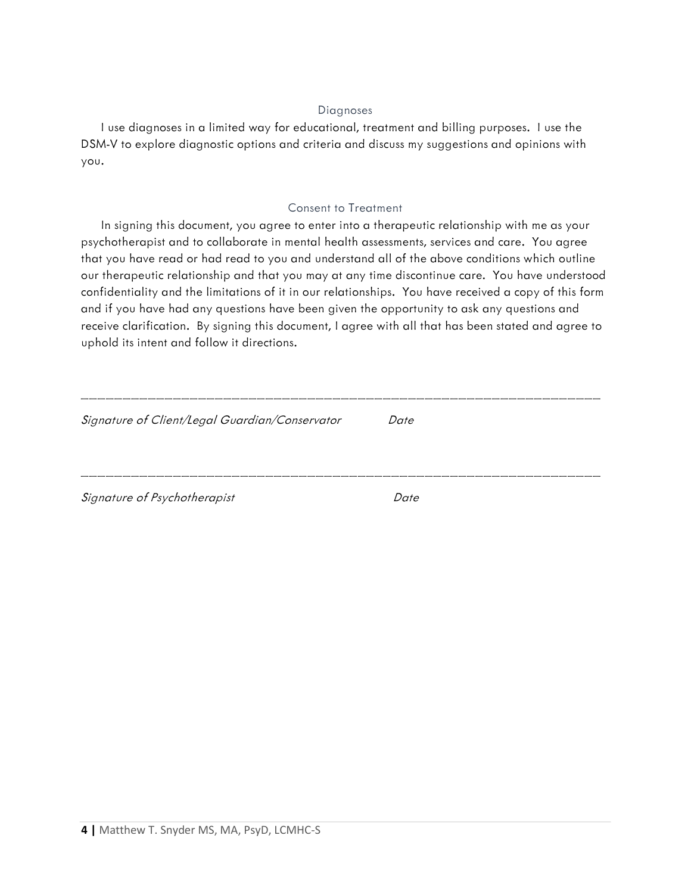## Diagnoses

I use diagnoses in a limited way for educational, treatment and billing purposes. I use the DSM-V to explore diagnostic options and criteria and discuss my suggestions and opinions with you.

## Consent to Treatment

In signing this document, you agree to enter into a therapeutic relationship with me as your psychotherapist and to collaborate in mental health assessments, services and care. You agree that you have read or had read to you and understand all of the above conditions which outline our therapeutic relationship and that you may at any time discontinue care. You have understood confidentiality and the limitations of it in our relationships. You have received a copy of this form and if you have had any questions have been given the opportunity to ask any questions and receive clarification. By signing this document, I agree with all that has been stated and agree to uphold its intent and follow it directions.

______________________________________________________________________

*Signature of Client/Legal Guardian/Conservator* *Date*

______________________________________________________________________

*Signature of Psychotherapist* *Date*